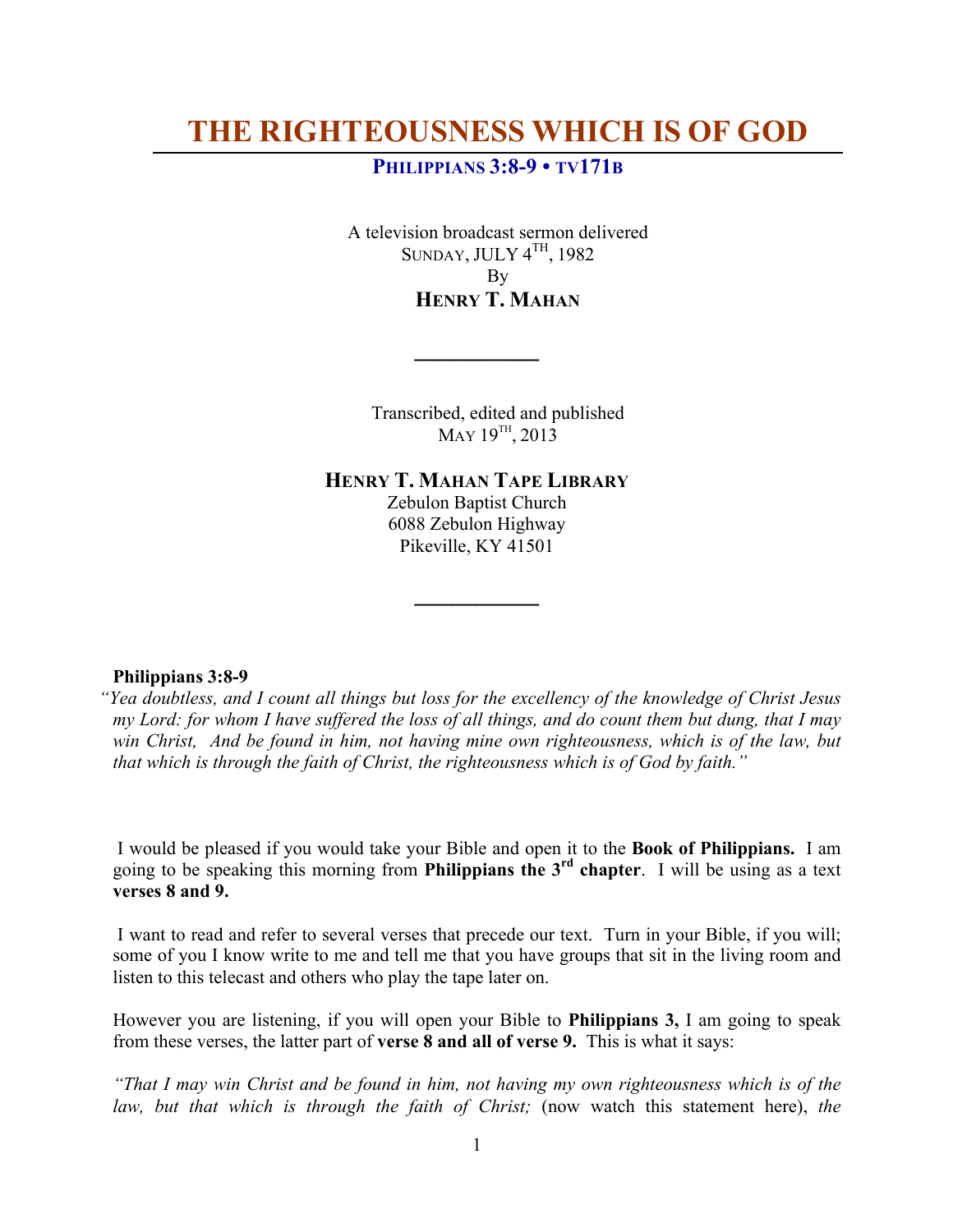# THE RIGHTEOUSNESS WHICH IS OF GOD

**PHILIPPIANS 3:8-9 • TV171B**

A television broadcast sermon delivered
SUNDAY, JULY 4TH, 1982
By
**HENRY T. MAHAN**

---

Transcribed, edited and published
MAY 19TH, 2013

**HENRY T. MAHAN TAPE LIBRARY**
Zebulon Baptist Church
6088 Zebulon Highway
Pikeville, KY 41501

---

**Philippians 3:8-9**
*"Yea doubtless, and I count all things but loss for the excellency of the knowledge of Christ Jesus my Lord: for whom I have suffered the loss of all things, and do count them but dung, that I may win Christ, And be found in him, not having mine own righteousness, which is of the law, but that which is through the faith of Christ, the righteousness which is of God by faith."*

I would be pleased if you would take your Bible and open it to the **Book of Philippians.** I am going to be speaking this morning from **Philippians the 3rd chapter**. I will be using as a text **verses 8 and 9.**

I want to read and refer to several verses that precede our text. Turn in your Bible, if you will; some of you I know write to me and tell me that you have groups that sit in the living room and listen to this telecast and others who play the tape later on.

However you are listening, if you will open your Bible to **Philippians 3,** I am going to speak from these verses, the latter part of **verse 8 and all of verse 9.** This is what it says:

*"That I may win Christ and be found in him, not having my own righteousness which is of the law, but that which is through the faith of Christ;* (now watch this statement here), *the*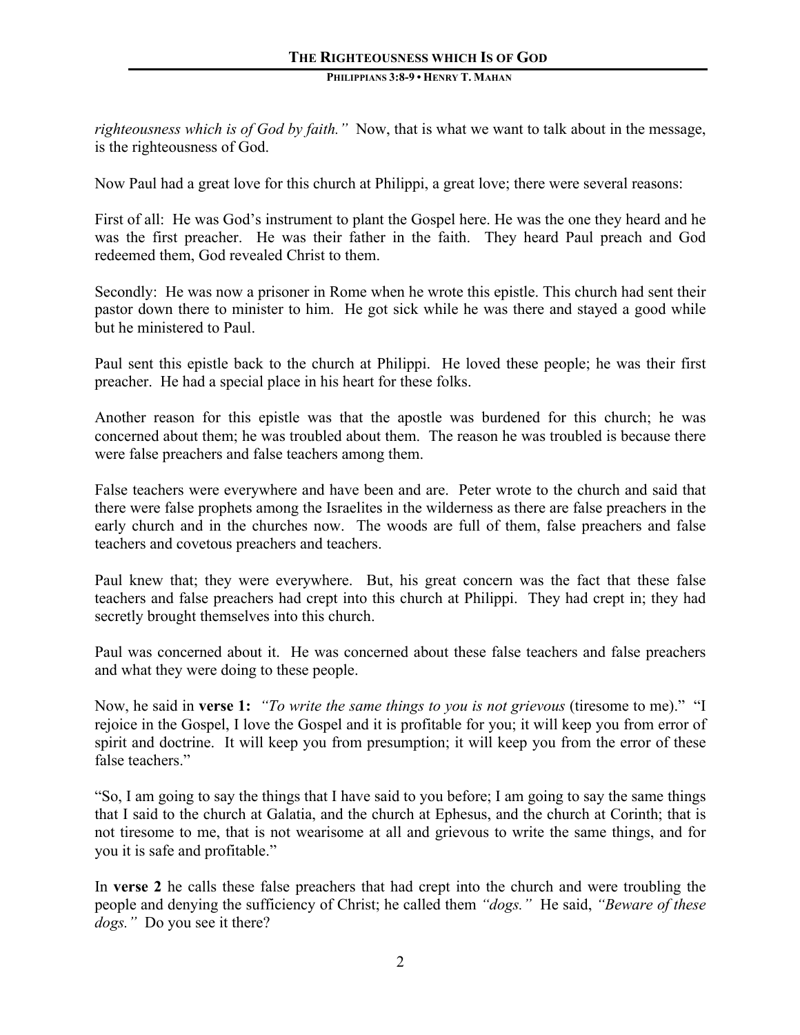*righteousness which is of God by faith."* Now, that is what we want to talk about in the message, is the righteousness of God.

Now Paul had a great love for this church at Philippi, a great love; there were several reasons:

First of all: He was God's instrument to plant the Gospel here. He was the one they heard and he was the first preacher. He was their father in the faith. They heard Paul preach and God redeemed them, God revealed Christ to them.

Secondly: He was now a prisoner in Rome when he wrote this epistle. This church had sent their pastor down there to minister to him. He got sick while he was there and stayed a good while but he ministered to Paul.

Paul sent this epistle back to the church at Philippi. He loved these people; he was their first preacher. He had a special place in his heart for these folks.

Another reason for this epistle was that the apostle was burdened for this church; he was concerned about them; he was troubled about them. The reason he was troubled is because there were false preachers and false teachers among them.

False teachers were everywhere and have been and are. Peter wrote to the church and said that there were false prophets among the Israelites in the wilderness as there are false preachers in the early church and in the churches now. The woods are full of them, false preachers and false teachers and covetous preachers and teachers.

Paul knew that; they were everywhere. But, his great concern was the fact that these false teachers and false preachers had crept into this church at Philippi. They had crept in; they had secretly brought themselves into this church.

Paul was concerned about it. He was concerned about these false teachers and false preachers and what they were doing to these people.

Now, he said in **verse 1:** *"To write the same things to you is not grievous* (tiresome to me)." "I rejoice in the Gospel, I love the Gospel and it is profitable for you; it will keep you from error of spirit and doctrine. It will keep you from presumption; it will keep you from the error of these false teachers."

"So, I am going to say the things that I have said to you before; I am going to say the same things that I said to the church at Galatia, and the church at Ephesus, and the church at Corinth; that is not tiresome to me, that is not wearisome at all and grievous to write the same things, and for you it is safe and profitable."

In **verse 2** he calls these false preachers that had crept into the church and were troubling the people and denying the sufficiency of Christ; he called them *"dogs."* He said, *"Beware of these dogs."* Do you see it there?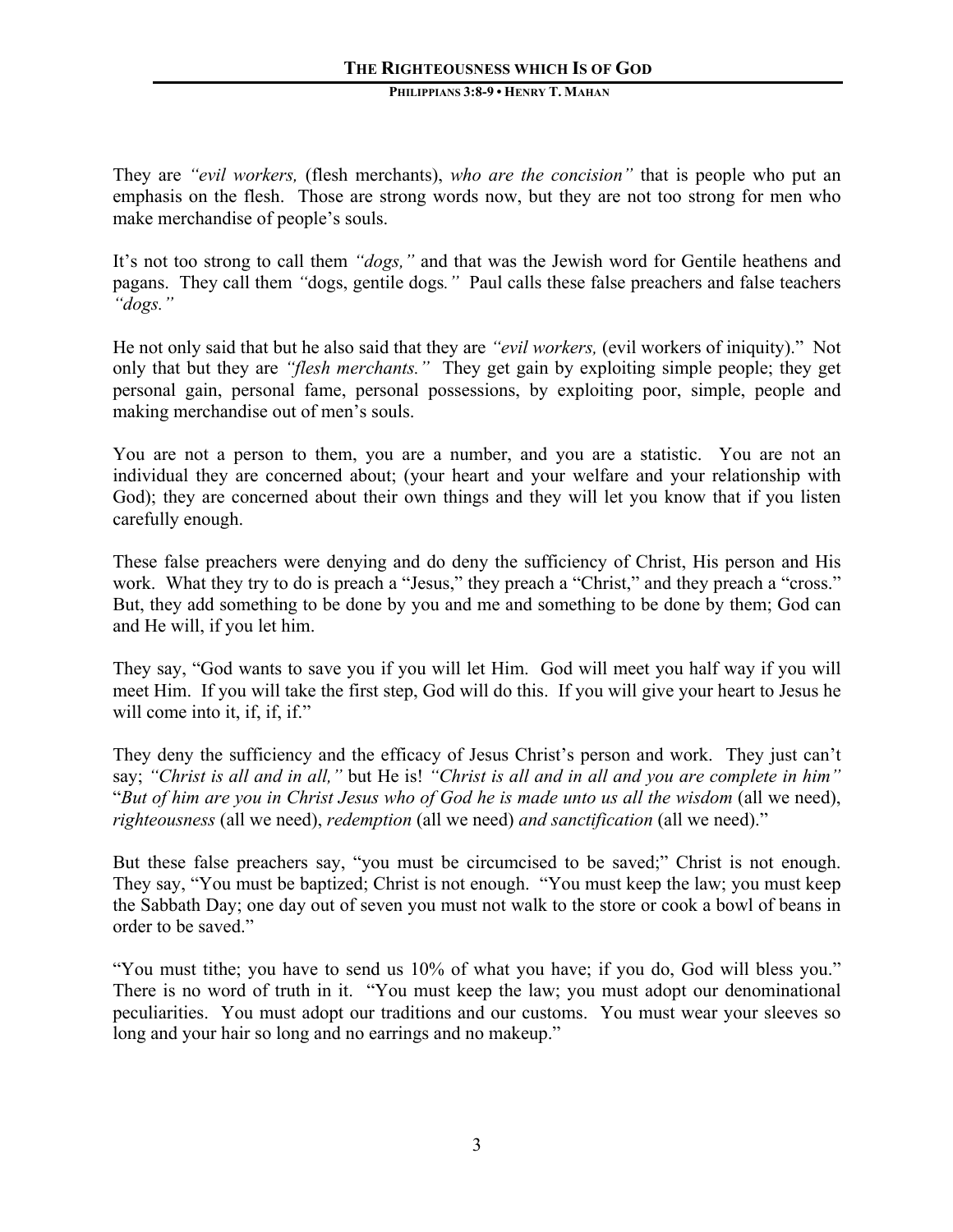They are *"evil workers,* (flesh merchants), *who are the concision"* that is people who put an emphasis on the flesh. Those are strong words now, but they are not too strong for men who make merchandise of people's souls.

It's not too strong to call them *"dogs,"* and that was the Jewish word for Gentile heathens and pagans. They call them *"*dogs, gentile dogs*."* Paul calls these false preachers and false teachers *"dogs."*

He not only said that but he also said that they are *"evil workers,* (evil workers of iniquity)." Not only that but they are *"flesh merchants."* They get gain by exploiting simple people; they get personal gain, personal fame, personal possessions, by exploiting poor, simple, people and making merchandise out of men's souls.

You are not a person to them, you are a number, and you are a statistic. You are not an individual they are concerned about; (your heart and your welfare and your relationship with God); they are concerned about their own things and they will let you know that if you listen carefully enough.

These false preachers were denying and do deny the sufficiency of Christ, His person and His work. What they try to do is preach a "Jesus," they preach a "Christ," and they preach a "cross." But, they add something to be done by you and me and something to be done by them; God can and He will, if you let him.

They say, "God wants to save you if you will let Him. God will meet you half way if you will meet Him. If you will take the first step, God will do this. If you will give your heart to Jesus he will come into it, if, if, if."

They deny the sufficiency and the efficacy of Jesus Christ's person and work. They just can't say; *"Christ is all and in all,"* but He is! *"Christ is all and in all and you are complete in him"* "*But of him are you in Christ Jesus who of God he is made unto us all the wisdom* (all we need), *righteousness* (all we need), *redemption* (all we need) *and sanctification* (all we need)."

But these false preachers say, "you must be circumcised to be saved;" Christ is not enough. They say, "You must be baptized; Christ is not enough. "You must keep the law; you must keep the Sabbath Day; one day out of seven you must not walk to the store or cook a bowl of beans in order to be saved."

"You must tithe; you have to send us 10% of what you have; if you do, God will bless you." There is no word of truth in it. "You must keep the law; you must adopt our denominational peculiarities. You must adopt our traditions and our customs. You must wear your sleeves so long and your hair so long and no earrings and no makeup."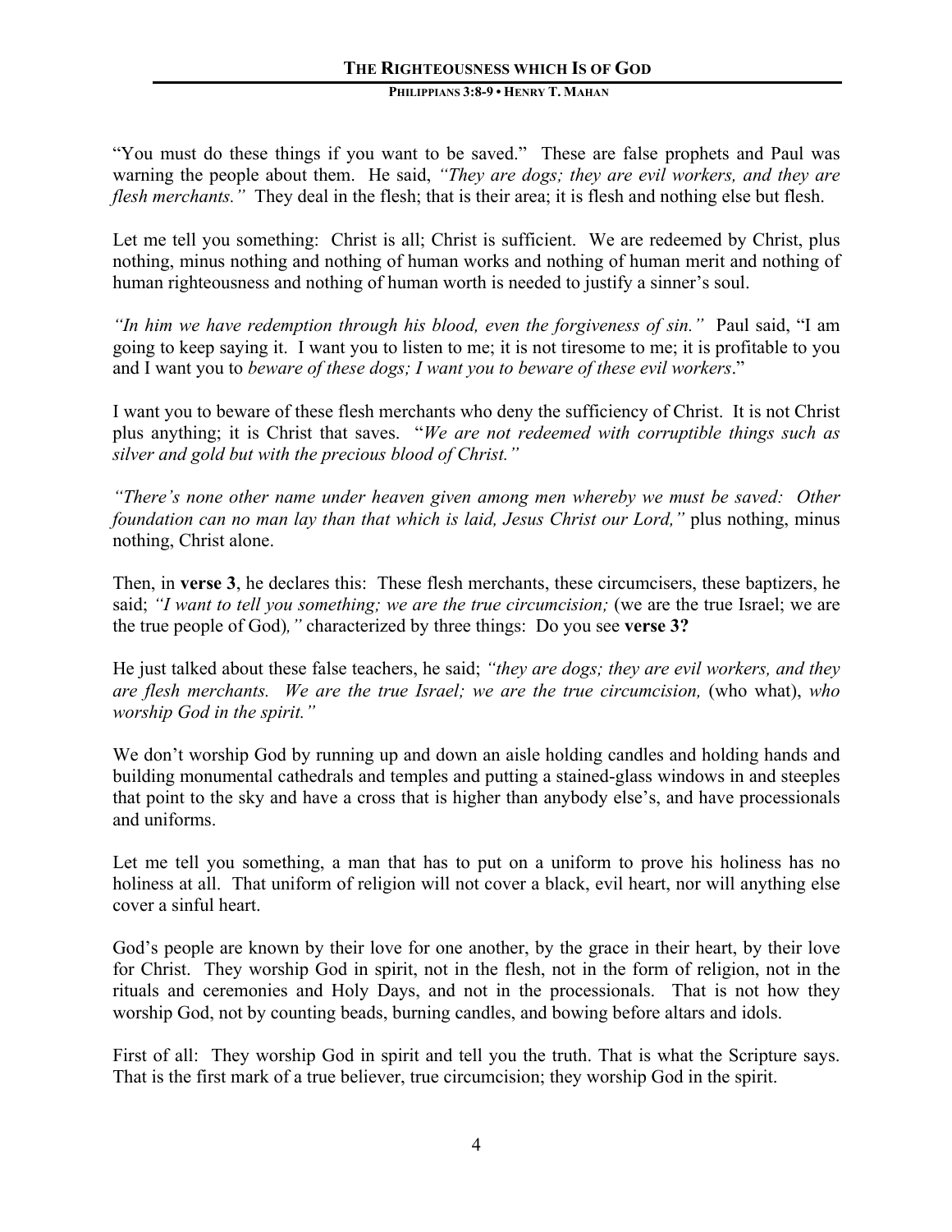"You must do these things if you want to be saved." These are false prophets and Paul was warning the people about them. He said, *"They are dogs; they are evil workers, and they are flesh merchants."* They deal in the flesh; that is their area; it is flesh and nothing else but flesh.

Let me tell you something: Christ is all; Christ is sufficient. We are redeemed by Christ, plus nothing, minus nothing and nothing of human works and nothing of human merit and nothing of human righteousness and nothing of human worth is needed to justify a sinner's soul.

*"In him we have redemption through his blood, even the forgiveness of sin."* Paul said, "I am going to keep saying it. I want you to listen to me; it is not tiresome to me; it is profitable to you and I want you to *beware of these dogs; I want you to beware of these evil workers*."

I want you to beware of these flesh merchants who deny the sufficiency of Christ. It is not Christ plus anything; it is Christ that saves. "*We are not redeemed with corruptible things such as silver and gold but with the precious blood of Christ."*

*"There's none other name under heaven given among men whereby we must be saved: Other foundation can no man lay than that which is laid, Jesus Christ our Lord,"* plus nothing, minus nothing, Christ alone.

Then, in **verse 3**, he declares this: These flesh merchants, these circumcisers, these baptizers, he said; *"I want to tell you something; we are the true circumcision;* (we are the true Israel; we are the true people of God)*,"* characterized by three things: Do you see **verse 3?**

He just talked about these false teachers, he said; *"they are dogs; they are evil workers, and they are flesh merchants. We are the true Israel; we are the true circumcision,* (who what), *who worship God in the spirit."*

We don't worship God by running up and down an aisle holding candles and holding hands and building monumental cathedrals and temples and putting a stained-glass windows in and steeples that point to the sky and have a cross that is higher than anybody else's, and have processionals and uniforms.

Let me tell you something, a man that has to put on a uniform to prove his holiness has no holiness at all. That uniform of religion will not cover a black, evil heart, nor will anything else cover a sinful heart.

God's people are known by their love for one another, by the grace in their heart, by their love for Christ. They worship God in spirit, not in the flesh, not in the form of religion, not in the rituals and ceremonies and Holy Days, and not in the processionals. That is not how they worship God, not by counting beads, burning candles, and bowing before altars and idols.

First of all: They worship God in spirit and tell you the truth. That is what the Scripture says. That is the first mark of a true believer, true circumcision; they worship God in the spirit.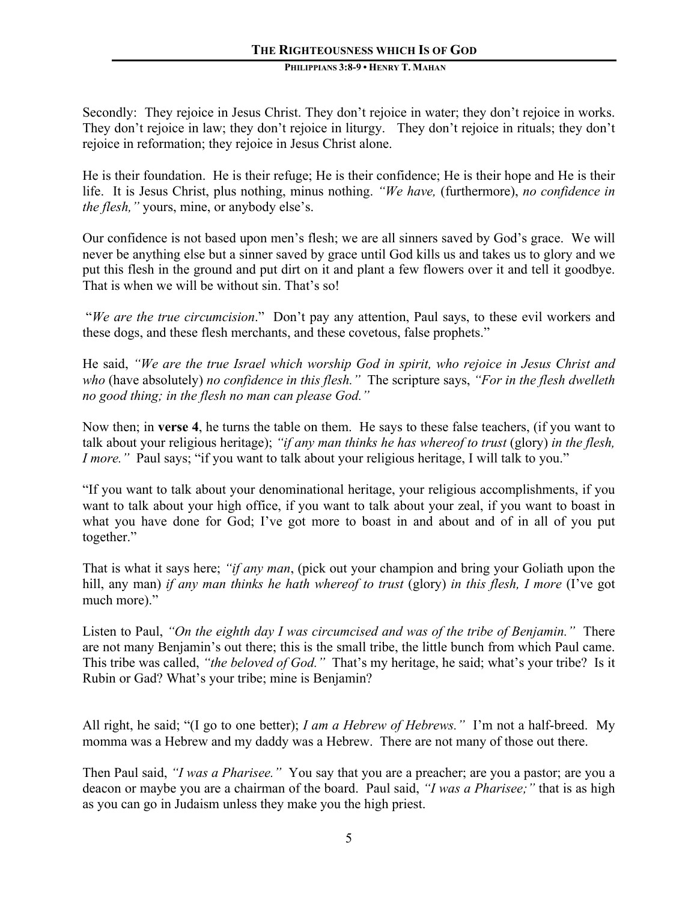Secondly: They rejoice in Jesus Christ. They don't rejoice in water; they don't rejoice in works. They don't rejoice in law; they don't rejoice in liturgy. They don't rejoice in rituals; they don't rejoice in reformation; they rejoice in Jesus Christ alone.

He is their foundation. He is their refuge; He is their confidence; He is their hope and He is their life. It is Jesus Christ, plus nothing, minus nothing. *"We have,* (furthermore), *no confidence in the flesh,"* yours, mine, or anybody else's.

Our confidence is not based upon men's flesh; we are all sinners saved by God's grace. We will never be anything else but a sinner saved by grace until God kills us and takes us to glory and we put this flesh in the ground and put dirt on it and plant a few flowers over it and tell it goodbye. That is when we will be without sin. That's so!

"*We are the true circumcision*." Don't pay any attention, Paul says, to these evil workers and these dogs, and these flesh merchants, and these covetous, false prophets."

He said, *"We are the true Israel which worship God in spirit, who rejoice in Jesus Christ and who* (have absolutely) *no confidence in this flesh."* The scripture says, *"For in the flesh dwelleth no good thing; in the flesh no man can please God."*

Now then; in **verse 4**, he turns the table on them. He says to these false teachers, (if you want to talk about your religious heritage); *"if any man thinks he has whereof to trust* (glory) *in the flesh, I more."* Paul says; "if you want to talk about your religious heritage, I will talk to you."

"If you want to talk about your denominational heritage, your religious accomplishments, if you want to talk about your high office, if you want to talk about your zeal, if you want to boast in what you have done for God; I've got more to boast in and about and of in all of you put together."

That is what it says here; *"if any man*, (pick out your champion and bring your Goliath upon the hill, any man) *if any man thinks he hath whereof to trust* (glory) *in this flesh, I more* (I've got much more)."

Listen to Paul, *"On the eighth day I was circumcised and was of the tribe of Benjamin."* There are not many Benjamin's out there; this is the small tribe, the little bunch from which Paul came. This tribe was called, *"the beloved of God."* That's my heritage, he said; what's your tribe? Is it Rubin or Gad? What's your tribe; mine is Benjamin?

All right, he said; "(I go to one better); *I am a Hebrew of Hebrews."* I'm not a half-breed. My momma was a Hebrew and my daddy was a Hebrew. There are not many of those out there.

Then Paul said, *"I was a Pharisee."* You say that you are a preacher; are you a pastor; are you a deacon or maybe you are a chairman of the board. Paul said, *"I was a Pharisee;"* that is as high as you can go in Judaism unless they make you the high priest.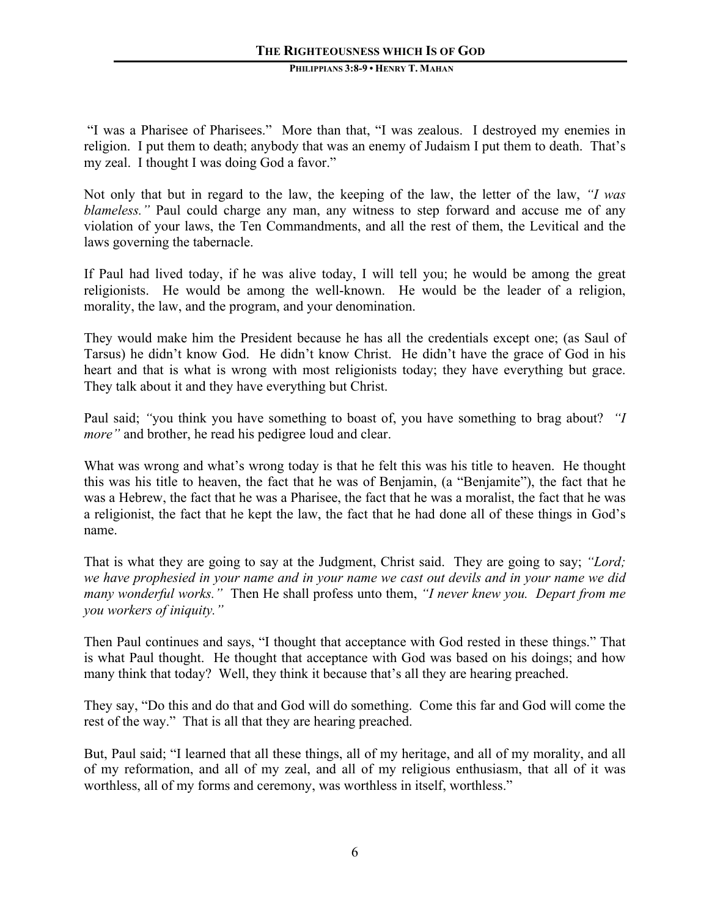"I was a Pharisee of Pharisees." More than that, "I was zealous. I destroyed my enemies in religion. I put them to death; anybody that was an enemy of Judaism I put them to death. That's my zeal. I thought I was doing God a favor."

Not only that but in regard to the law, the keeping of the law, the letter of the law, *"I was blameless."* Paul could charge any man, any witness to step forward and accuse me of any violation of your laws, the Ten Commandments, and all the rest of them, the Levitical and the laws governing the tabernacle.

If Paul had lived today, if he was alive today, I will tell you; he would be among the great religionists. He would be among the well-known. He would be the leader of a religion, morality, the law, and the program, and your denomination.

They would make him the President because he has all the credentials except one; (as Saul of Tarsus) he didn't know God. He didn't know Christ. He didn't have the grace of God in his heart and that is what is wrong with most religionists today; they have everything but grace. They talk about it and they have everything but Christ.

Paul said; *"*you think you have something to boast of, you have something to brag about? *"I more"* and brother, he read his pedigree loud and clear.

What was wrong and what's wrong today is that he felt this was his title to heaven. He thought this was his title to heaven, the fact that he was of Benjamin, (a "Benjamite"), the fact that he was a Hebrew, the fact that he was a Pharisee, the fact that he was a moralist, the fact that he was a religionist, the fact that he kept the law, the fact that he had done all of these things in God's name.

That is what they are going to say at the Judgment, Christ said. They are going to say; *"Lord; we have prophesied in your name and in your name we cast out devils and in your name we did many wonderful works."* Then He shall profess unto them, *"I never knew you. Depart from me you workers of iniquity."*

Then Paul continues and says, "I thought that acceptance with God rested in these things." That is what Paul thought. He thought that acceptance with God was based on his doings; and how many think that today? Well, they think it because that's all they are hearing preached.

They say, "Do this and do that and God will do something. Come this far and God will come the rest of the way." That is all that they are hearing preached.

But, Paul said; "I learned that all these things, all of my heritage, and all of my morality, and all of my reformation, and all of my zeal, and all of my religious enthusiasm, that all of it was worthless, all of my forms and ceremony, was worthless in itself, worthless."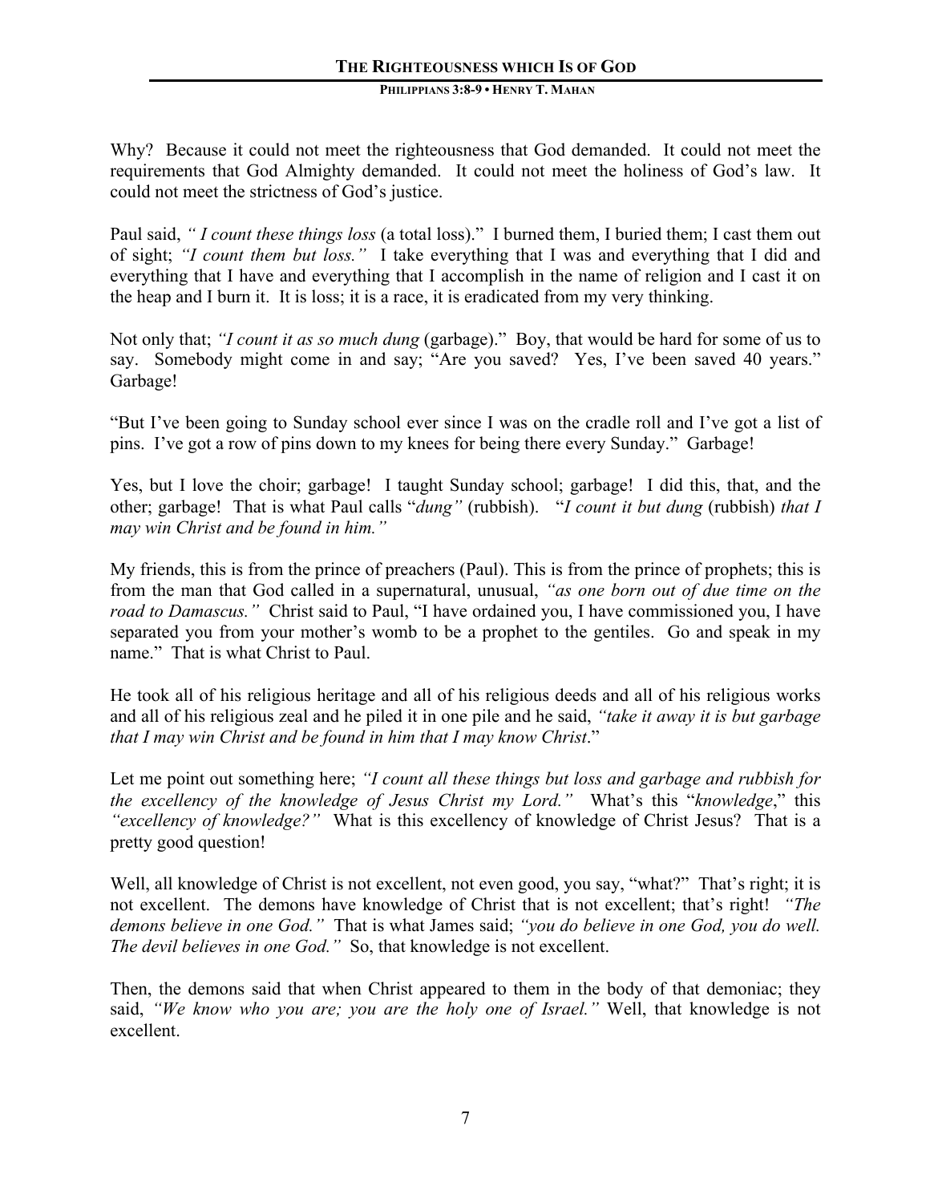Why? Because it could not meet the righteousness that God demanded. It could not meet the requirements that God Almighty demanded. It could not meet the holiness of God's law. It could not meet the strictness of God's justice.

Paul said, *" I count these things loss* (a total loss)." I burned them, I buried them; I cast them out of sight; *"I count them but loss."* I take everything that I was and everything that I did and everything that I have and everything that I accomplish in the name of religion and I cast it on the heap and I burn it. It is loss; it is a race, it is eradicated from my very thinking.

Not only that; *"I count it as so much dung* (garbage)." Boy, that would be hard for some of us to say. Somebody might come in and say; "Are you saved? Yes, I've been saved 40 years." Garbage!

"But I've been going to Sunday school ever since I was on the cradle roll and I've got a list of pins. I've got a row of pins down to my knees for being there every Sunday." Garbage!

Yes, but I love the choir; garbage! I taught Sunday school; garbage! I did this, that, and the other; garbage! That is what Paul calls "*dung"* (rubbish). "*I count it but dung* (rubbish) *that I may win Christ and be found in him."*

My friends, this is from the prince of preachers (Paul). This is from the prince of prophets; this is from the man that God called in a supernatural, unusual, *"as one born out of due time on the road to Damascus."* Christ said to Paul, "I have ordained you, I have commissioned you, I have separated you from your mother's womb to be a prophet to the gentiles. Go and speak in my name." That is what Christ to Paul.

He took all of his religious heritage and all of his religious deeds and all of his religious works and all of his religious zeal and he piled it in one pile and he said, *"take it away it is but garbage that I may win Christ and be found in him that I may know Christ*."

Let me point out something here; *"I count all these things but loss and garbage and rubbish for the excellency of the knowledge of Jesus Christ my Lord."* What's this "*knowledge*," this *"excellency of knowledge?"* What is this excellency of knowledge of Christ Jesus? That is a pretty good question!

Well, all knowledge of Christ is not excellent, not even good, you say, "what?" That's right; it is not excellent. The demons have knowledge of Christ that is not excellent; that's right! *"The demons believe in one God."* That is what James said; *"you do believe in one God, you do well. The devil believes in one God."* So, that knowledge is not excellent.

Then, the demons said that when Christ appeared to them in the body of that demoniac; they said, *"We know who you are; you are the holy one of Israel."* Well, that knowledge is not excellent.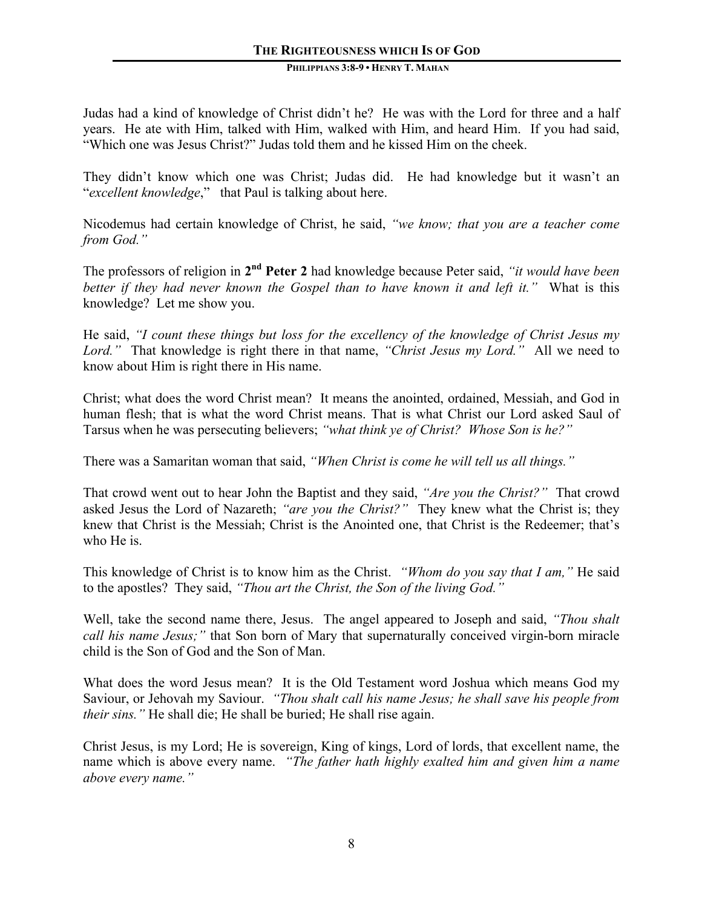Judas had a kind of knowledge of Christ didn't he? He was with the Lord for three and a half years. He ate with Him, talked with Him, walked with Him, and heard Him. If you had said, "Which one was Jesus Christ?" Judas told them and he kissed Him on the cheek.

They didn't know which one was Christ; Judas did. He had knowledge but it wasn't an "*excellent knowledge*," that Paul is talking about here.

Nicodemus had certain knowledge of Christ, he said, *"we know; that you are a teacher come from God."*

The professors of religion in **2nd Peter 2** had knowledge because Peter said, *"it would have been better if they had never known the Gospel than to have known it and left it."* What is this knowledge? Let me show you.

He said, *"I count these things but loss for the excellency of the knowledge of Christ Jesus my Lord."* That knowledge is right there in that name, *"Christ Jesus my Lord."* All we need to know about Him is right there in His name.

Christ; what does the word Christ mean? It means the anointed, ordained, Messiah, and God in human flesh; that is what the word Christ means. That is what Christ our Lord asked Saul of Tarsus when he was persecuting believers; *"what think ye of Christ? Whose Son is he?"*

There was a Samaritan woman that said, *"When Christ is come he will tell us all things."*

That crowd went out to hear John the Baptist and they said, *"Are you the Christ?"* That crowd asked Jesus the Lord of Nazareth; *"are you the Christ?"* They knew what the Christ is; they knew that Christ is the Messiah; Christ is the Anointed one, that Christ is the Redeemer; that's who He is.

This knowledge of Christ is to know him as the Christ. *"Whom do you say that I am,"* He said to the apostles? They said, *"Thou art the Christ, the Son of the living God."*

Well, take the second name there, Jesus. The angel appeared to Joseph and said, *"Thou shalt call his name Jesus;"* that Son born of Mary that supernaturally conceived virgin-born miracle child is the Son of God and the Son of Man.

What does the word Jesus mean? It is the Old Testament word Joshua which means God my Saviour, or Jehovah my Saviour. *"Thou shalt call his name Jesus; he shall save his people from their sins."* He shall die; He shall be buried; He shall rise again.

Christ Jesus, is my Lord; He is sovereign, King of kings, Lord of lords, that excellent name, the name which is above every name. *"The father hath highly exalted him and given him a name above every name."*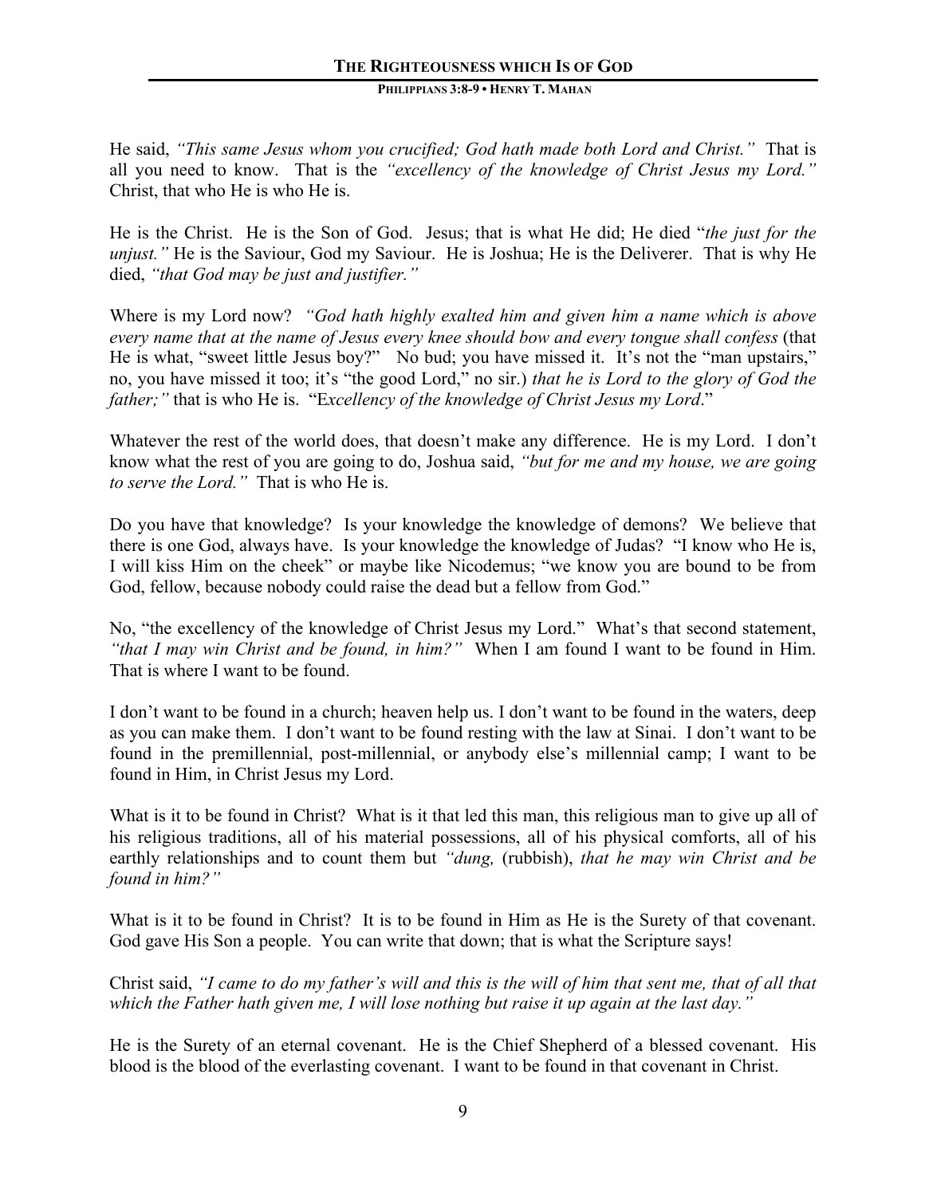He said, *"This same Jesus whom you crucified; God hath made both Lord and Christ."* That is all you need to know. That is the *"excellency of the knowledge of Christ Jesus my Lord."* Christ, that who He is who He is.

He is the Christ. He is the Son of God. Jesus; that is what He did; He died "*the just for the unjust."* He is the Saviour, God my Saviour. He is Joshua; He is the Deliverer. That is why He died, *"that God may be just and justifier."*

Where is my Lord now? *"God hath highly exalted him and given him a name which is above every name that at the name of Jesus every knee should bow and every tongue shall confess* (that He is what, "sweet little Jesus boy?" No bud; you have missed it. It's not the "man upstairs," no, you have missed it too; it's "the good Lord," no sir.) *that he is Lord to the glory of God the father;"* that is who He is. "E*xcellency of the knowledge of Christ Jesus my Lord*."

Whatever the rest of the world does, that doesn't make any difference. He is my Lord. I don't know what the rest of you are going to do, Joshua said, *"but for me and my house, we are going to serve the Lord."* That is who He is.

Do you have that knowledge? Is your knowledge the knowledge of demons? We believe that there is one God, always have. Is your knowledge the knowledge of Judas? "I know who He is, I will kiss Him on the cheek" or maybe like Nicodemus; "we know you are bound to be from God, fellow, because nobody could raise the dead but a fellow from God."

No, "the excellency of the knowledge of Christ Jesus my Lord." What's that second statement, *"that I may win Christ and be found, in him?"* When I am found I want to be found in Him. That is where I want to be found.

I don't want to be found in a church; heaven help us. I don't want to be found in the waters, deep as you can make them. I don't want to be found resting with the law at Sinai. I don't want to be found in the premillennial, post-millennial, or anybody else's millennial camp; I want to be found in Him, in Christ Jesus my Lord.

What is it to be found in Christ? What is it that led this man, this religious man to give up all of his religious traditions, all of his material possessions, all of his physical comforts, all of his earthly relationships and to count them but *"dung,* (rubbish), *that he may win Christ and be found in him?"*

What is it to be found in Christ? It is to be found in Him as He is the Surety of that covenant. God gave His Son a people. You can write that down; that is what the Scripture says!

Christ said, *"I came to do my father's will and this is the will of him that sent me, that of all that which the Father hath given me, I will lose nothing but raise it up again at the last day."*

He is the Surety of an eternal covenant. He is the Chief Shepherd of a blessed covenant. His blood is the blood of the everlasting covenant. I want to be found in that covenant in Christ.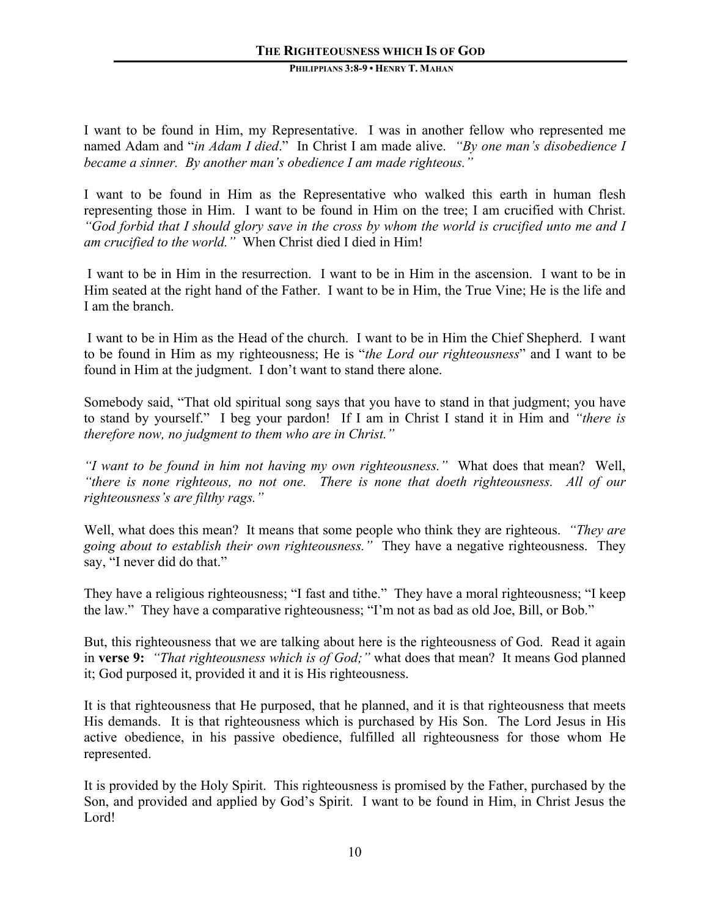I want to be found in Him, my Representative. I was in another fellow who represented me named Adam and "*in Adam I died*." In Christ I am made alive. *"By one man's disobedience I became a sinner. By another man's obedience I am made righteous."*

I want to be found in Him as the Representative who walked this earth in human flesh representing those in Him. I want to be found in Him on the tree; I am crucified with Christ. *"God forbid that I should glory save in the cross by whom the world is crucified unto me and I am crucified to the world."* When Christ died I died in Him!

I want to be in Him in the resurrection. I want to be in Him in the ascension. I want to be in Him seated at the right hand of the Father. I want to be in Him, the True Vine; He is the life and I am the branch.

I want to be in Him as the Head of the church. I want to be in Him the Chief Shepherd. I want to be found in Him as my righteousness; He is "*the Lord our righteousness*" and I want to be found in Him at the judgment. I don't want to stand there alone.

Somebody said, "That old spiritual song says that you have to stand in that judgment; you have to stand by yourself." I beg your pardon! If I am in Christ I stand it in Him and *"there is therefore now, no judgment to them who are in Christ."*

*"I want to be found in him not having my own righteousness."* What does that mean? Well, *"there is none righteous, no not one. There is none that doeth righteousness. All of our righteousness's are filthy rags."*

Well, what does this mean? It means that some people who think they are righteous. *"They are going about to establish their own righteousness."* They have a negative righteousness. They say, "I never did do that."

They have a religious righteousness; "I fast and tithe." They have a moral righteousness; "I keep the law." They have a comparative righteousness; "I'm not as bad as old Joe, Bill, or Bob."

But, this righteousness that we are talking about here is the righteousness of God. Read it again in **verse 9:** *"That righteousness which is of God;"* what does that mean? It means God planned it; God purposed it, provided it and it is His righteousness.

It is that righteousness that He purposed, that he planned, and it is that righteousness that meets His demands. It is that righteousness which is purchased by His Son. The Lord Jesus in His active obedience, in his passive obedience, fulfilled all righteousness for those whom He represented.

It is provided by the Holy Spirit. This righteousness is promised by the Father, purchased by the Son, and provided and applied by God's Spirit. I want to be found in Him, in Christ Jesus the Lord!